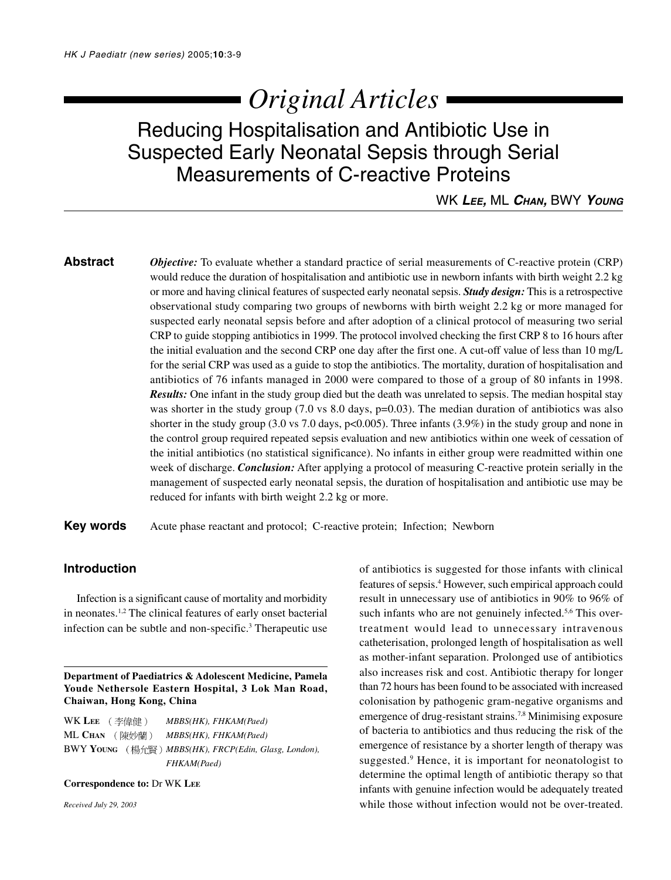# Original Articles

## Reducing Hospitalisation and Antibiotic Use in Suspected Early Neonatal Sepsis through Serial Measurements of C-reactive Proteins

WK **Lee**, ML **Chan**, BWY **Young**

**Abstract**

***Objective:*** To evaluate whether a standard practice of serial measurements of C-reactive protein (CRP) would reduce the duration of hospitalisation and antibiotic use in newborn infants with birth weight 2.2 kg or more and having clinical features of suspected early neonatal sepsis. ***Study design:*** This is a retrospective observational study comparing two groups of newborns with birth weight 2.2 kg or more managed for suspected early neonatal sepsis before and after adoption of a clinical protocol of measuring two serial CRP to guide stopping antibiotics in 1999. The protocol involved checking the first CRP 8 to 16 hours after the initial evaluation and the second CRP one day after the first one. A cut-off value of less than 10 mg/L for the serial CRP was used as a guide to stop the antibiotics. The mortality, duration of hospitalisation and antibiotics of 76 infants managed in 2000 were compared to those of a group of 80 infants in 1998. ***Results:*** One infant in the study group died but the death was unrelated to sepsis. The median hospital stay was shorter in the study group (7.0 vs 8.0 days, $p=0.03$). The median duration of antibiotics was also shorter in the study group (3.0 vs 7.0 days, $p<0.005$). Three infants (3.9%) in the study group and none in the control group required repeated sepsis evaluation and new antibiotics within one week of cessation of the initial antibiotics (no statistical significance). No infants in either group were readmitted within one week of discharge. ***Conclusion:*** After applying a protocol of measuring C-reactive protein serially in the management of suspected early neonatal sepsis, the duration of hospitalisation and antibiotic use may be reduced for infants with birth weight 2.2 kg or more.

**Key words** Acute phase reactant and protocol; C-reactive protein; Infection; Newborn

## Introduction

Infection is a significant cause of mortality and morbidity in neonates.[1,2] The clinical features of early onset bacterial infection can be subtle and non-specific.[3] Therapeutic use of antibiotics is suggested for those infants with clinical features of sepsis.[4] However, such empirical approach could result in unnecessary use of antibiotics in 90% to 96% of such infants who are not genuinely infected.[5,6] This over-treatment would lead to unnecessary intravenous catheterisation, prolonged length of hospitalisation as well as mother-infant separation. Prolonged use of antibiotics also increases risk and cost. Antibiotic therapy for longer than 72 hours has been found to be associated with increased colonisation by pathogenic gram-negative organisms and emergence of drug-resistant strains.[7,8] Minimising exposure of bacteria to antibiotics and thus reducing the risk of the emergence of resistance by a shorter length of therapy was suggested.[9] Hence, it is important for neonatologist to determine the optimal length of antibiotic therapy so that infants with genuine infection would be adequately treated while those without infection would not be over-treated.

**Department of Paediatrics & Adolescent Medicine, Pamela Youde Nethersole Eastern Hospital, 3 Lok Man Road, Chaiwan, Hong Kong, China**

WK **Lee** （李偉健） *MBBS(HK), FHKAM(Paed)*
ML **Chan** （陳妙蘭） *MBBS(HK), FHKAM(Paed)*
BWY **Young** （楊允賢） *MBBS(HK), FRCP(Edin, Glasg, London), FHKAM(Paed)*

**Correspondence to:** Dr WK **Lee**

*Received July 29, 2003*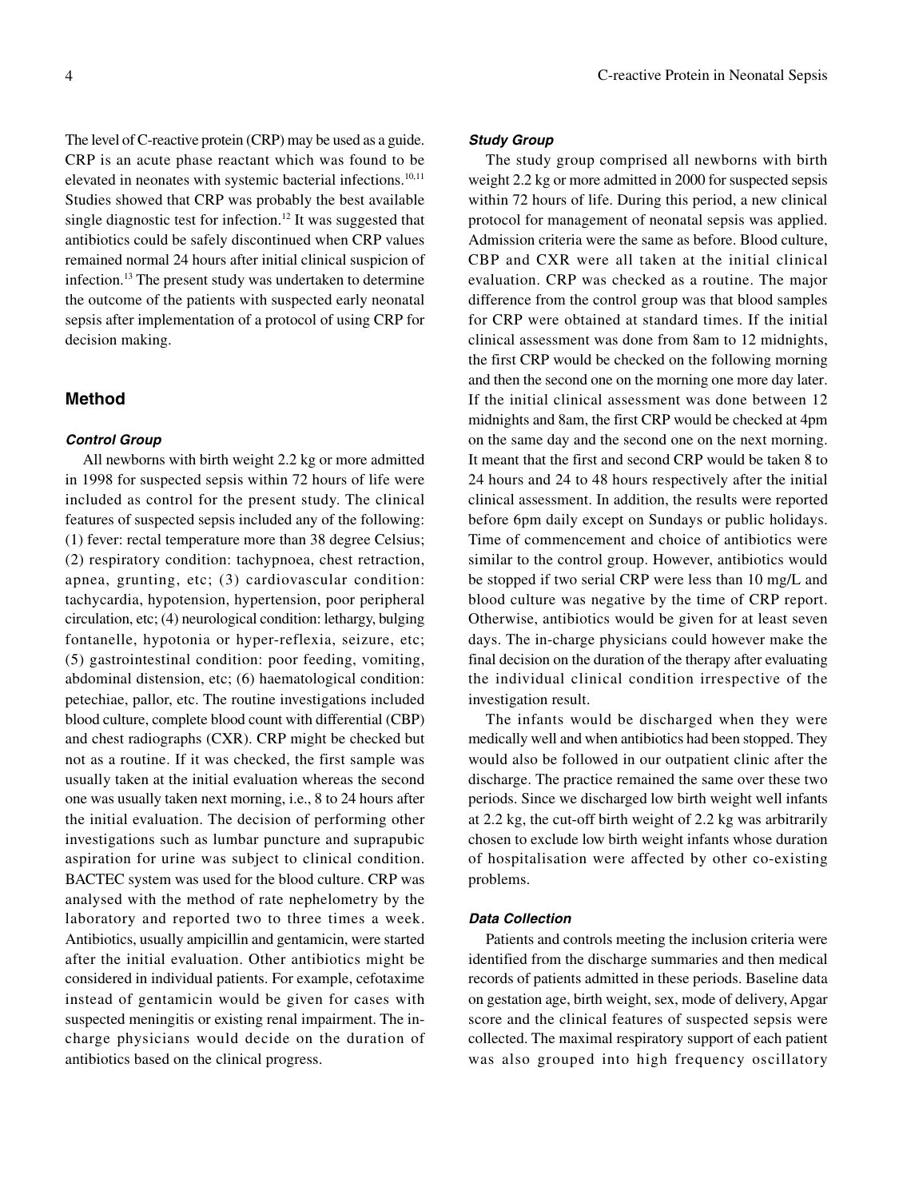The level of C-reactive protein (CRP) may be used as a guide. CRP is an acute phase reactant which was found to be elevated in neonates with systemic bacterial infections.[10,11] Studies showed that CRP was probably the best available single diagnostic test for infection.[12] It was suggested that antibiotics could be safely discontinued when CRP values remained normal 24 hours after initial clinical suspicion of infection.[13] The present study was undertaken to determine the outcome of the patients with suspected early neonatal sepsis after implementation of a protocol of using CRP for decision making.

## Method

### *Control Group*

All newborns with birth weight 2.2 kg or more admitted in 1998 for suspected sepsis within 72 hours of life were included as control for the present study. The clinical features of suspected sepsis included any of the following: (1) fever: rectal temperature more than 38 degree Celsius; (2) respiratory condition: tachypnoea, chest retraction, apnea, grunting, etc; (3) cardiovascular condition: tachycardia, hypotension, hypertension, poor peripheral circulation, etc; (4) neurological condition: lethargy, bulging fontanelle, hypotonia or hyper-reflexia, seizure, etc; (5) gastrointestinal condition: poor feeding, vomiting, abdominal distension, etc; (6) haematological condition: petechiae, pallor, etc. The routine investigations included blood culture, complete blood count with differential (CBP) and chest radiographs (CXR). CRP might be checked but not as a routine. If it was checked, the first sample was usually taken at the initial evaluation whereas the second one was usually taken next morning, i.e., 8 to 24 hours after the initial evaluation. The decision of performing other investigations such as lumbar puncture and suprapubic aspiration for urine was subject to clinical condition. BACTEC system was used for the blood culture. CRP was analysed with the method of rate nephelometry by the laboratory and reported two to three times a week. Antibiotics, usually ampicillin and gentamicin, were started after the initial evaluation. Other antibiotics might be considered in individual patients. For example, cefotaxime instead of gentamicin would be given for cases with suspected meningitis or existing renal impairment. The in-charge physicians would decide on the duration of antibiotics based on the clinical progress.

### *Study Group*

The study group comprised all newborns with birth weight 2.2 kg or more admitted in 2000 for suspected sepsis within 72 hours of life. During this period, a new clinical protocol for management of neonatal sepsis was applied. Admission criteria were the same as before. Blood culture, CBP and CXR were all taken at the initial clinical evaluation. CRP was checked as a routine. The major difference from the control group was that blood samples for CRP were obtained at standard times. If the initial clinical assessment was done from 8am to 12 midnights, the first CRP would be checked on the following morning and then the second one on the morning one more day later. If the initial clinical assessment was done between 12 midnights and 8am, the first CRP would be checked at 4pm on the same day and the second one on the next morning. It meant that the first and second CRP would be taken 8 to 24 hours and 24 to 48 hours respectively after the initial clinical assessment. In addition, the results were reported before 6pm daily except on Sundays or public holidays. Time of commencement and choice of antibiotics were similar to the control group. However, antibiotics would be stopped if two serial CRP were less than 10 mg/L and blood culture was negative by the time of CRP report. Otherwise, antibiotics would be given for at least seven days. The in-charge physicians could however make the final decision on the duration of the therapy after evaluating the individual clinical condition irrespective of the investigation result.

The infants would be discharged when they were medically well and when antibiotics had been stopped. They would also be followed in our outpatient clinic after the discharge. The practice remained the same over these two periods. Since we discharged low birth weight well infants at 2.2 kg, the cut-off birth weight of 2.2 kg was arbitrarily chosen to exclude low birth weight infants whose duration of hospitalisation were affected by other co-existing problems.

### *Data Collection*

Patients and controls meeting the inclusion criteria were identified from the discharge summaries and then medical records of patients admitted in these periods. Baseline data on gestation age, birth weight, sex, mode of delivery, Apgar score and the clinical features of suspected sepsis were collected. The maximal respiratory support of each patient was also grouped into high frequency oscillatory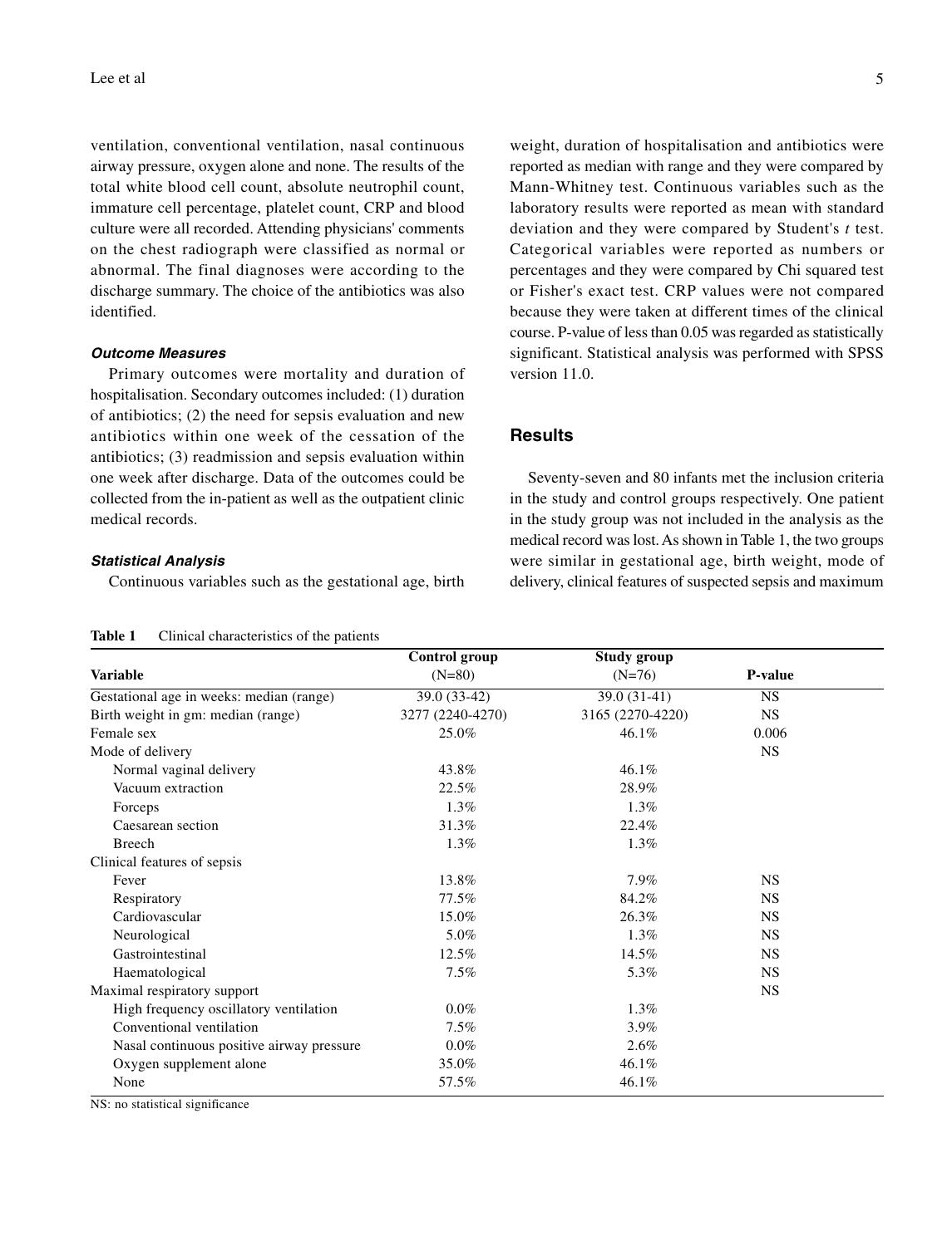ventilation, conventional ventilation, nasal continuous airway pressure, oxygen alone and none. The results of the total white blood cell count, absolute neutrophil count, immature cell percentage, platelet count, CRP and blood culture were all recorded. Attending physicians' comments on the chest radiograph were classified as normal or abnormal. The final diagnoses were according to the discharge summary. The choice of the antibiotics was also identified.

### Outcome Measures

Primary outcomes were mortality and duration of hospitalisation. Secondary outcomes included: (1) duration of antibiotics; (2) the need for sepsis evaluation and new antibiotics within one week of the cessation of the antibiotics; (3) readmission and sepsis evaluation within one week after discharge. Data of the outcomes could be collected from the in-patient as well as the outpatient clinic medical records.

### Statistical Analysis

Continuous variables such as the gestational age, birth weight, duration of hospitalisation and antibiotics were reported as median with range and they were compared by Mann-Whitney test. Continuous variables such as the laboratory results were reported as mean with standard deviation and they were compared by Student's *t* test. Categorical variables were reported as numbers or percentages and they were compared by Chi squared test or Fisher's exact test. CRP values were not compared because they were taken at different times of the clinical course. P-value of less than 0.05 was regarded as statistically significant. Statistical analysis was performed with SPSS version 11.0.

## Results

Seventy-seven and 80 infants met the inclusion criteria in the study and control groups respectively. One patient in the study group was not included in the analysis as the medical record was lost. As shown in Table 1, the two groups were similar in gestational age, birth weight, mode of delivery, clinical features of suspected sepsis and maximum

**Table 1** Clinical characteristics of the patients

| Variable | Control group (N=80) | Study group (N=76) | P-value |
|---|---|---|---|
| Gestational age in weeks: median (range) | 39.0 (33-42) | 39.0 (31-41) | NS |
| Birth weight in gm: median (range) | 3277 (2240-4270) | 3165 (2270-4220) | NS |
| Female sex | 25.0% | 46.1% | 0.006 |
| Mode of delivery | | | NS |
| Normal vaginal delivery | 43.8% | 46.1% | |
| Vacuum extraction | 22.5% | 28.9% | |
| Forceps | 1.3% | 1.3% | |
| Caesarean section | 31.3% | 22.4% | |
| Breech | 1.3% | 1.3% | |
| Clinical features of sepsis | | | |
| Fever | 13.8% | 7.9% | NS |
| Respiratory | 77.5% | 84.2% | NS |
| Cardiovascular | 15.0% | 26.3% | NS |
| Neurological | 5.0% | 1.3% | NS |
| Gastrointestinal | 12.5% | 14.5% | NS |
| Haematological | 7.5% | 5.3% | NS |
| Maximal respiratory support | | | NS |
| High frequency oscillatory ventilation | 0.0% | 1.3% | |
| Conventional ventilation | 7.5% | 3.9% | |
| Nasal continuous positive airway pressure | 0.0% | 2.6% | |
| Oxygen supplement alone | 35.0% | 46.1% | |
| None | 57.5% | 46.1% | |

NS: no statistical significance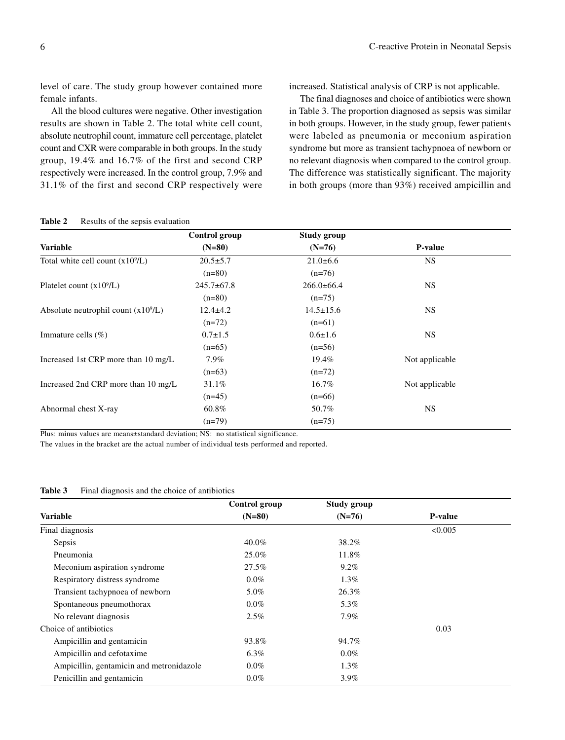level of care. The study group however contained more female infants.

All the blood cultures were negative. Other investigation results are shown in Table 2. The total white cell count, absolute neutrophil count, immature cell percentage, platelet count and CXR were comparable in both groups. In the study group, 19.4% and 16.7% of the first and second CRP respectively were increased. In the control group, 7.9% and 31.1% of the first and second CRP respectively were increased. Statistical analysis of CRP is not applicable.

The final diagnoses and choice of antibiotics were shown in Table 3. The proportion diagnosed as sepsis was similar in both groups. However, in the study group, fewer patients were labeled as pneumonia or meconium aspiration syndrome but more as transient tachypnoea of newborn or no relevant diagnosis when compared to the control group. The difference was statistically significant. The majority in both groups (more than 93%) received ampicillin and

**Table 2** Results of the sepsis evaluation

| Variable | Control group (N=80) | Study group (N=76) | P-value |
|---|---|---|---|
| Total white cell count ($x10^9$/L) | 20.5±5.7 (n=80) | 21.0±6.6 (n=76) | NS |
| Platelet count ($x10^9$/L) | 245.7±67.8 (n=80) | 266.0±66.4 (n=75) | NS |
| Absolute neutrophil count ($x10^9$/L) | 12.4±4.2 (n=72) | 14.5±15.6 (n=61) | NS |
| Immature cells (%) | 0.7±1.5 (n=65) | 0.6±1.6 (n=56) | NS |
| Increased 1st CRP more than 10 mg/L | 7.9% (n=63) | 19.4% (n=72) | Not applicable |
| Increased 2nd CRP more than 10 mg/L | 31.1% (n=45) | 16.7% (n=66) | Not applicable |
| Abnormal chest X-ray | 60.8% (n=79) | 50.7% (n=75) | NS |

Plus: minus values are means±standard deviation; NS: no statistical significance.
The values in the bracket are the actual number of individual tests performed and reported.

**Table 3** Final diagnosis and the choice of antibiotics

| Variable | Control group (N=80) | Study group (N=76) | P-value |
|---|---|---|---|
| Final diagnosis | | | <0.005 |
| Sepsis | 40.0% | 38.2% | |
| Pneumonia | 25.0% | 11.8% | |
| Meconium aspiration syndrome | 27.5% | 9.2% | |
| Respiratory distress syndrome | 0.0% | 1.3% | |
| Transient tachypnoea of newborn | 5.0% | 26.3% | |
| Spontaneous pneumothorax | 0.0% | 5.3% | |
| No relevant diagnosis | 2.5% | 7.9% | |
| Choice of antibiotics | | | 0.03 |
| Ampicillin and gentamicin | 93.8% | 94.7% | |
| Ampicillin and cefotaxime | 6.3% | 0.0% | |
| Ampicillin, gentamicin and metronidazole | 0.0% | 1.3% | |
| Penicillin and gentamicin | 0.0% | 3.9% | |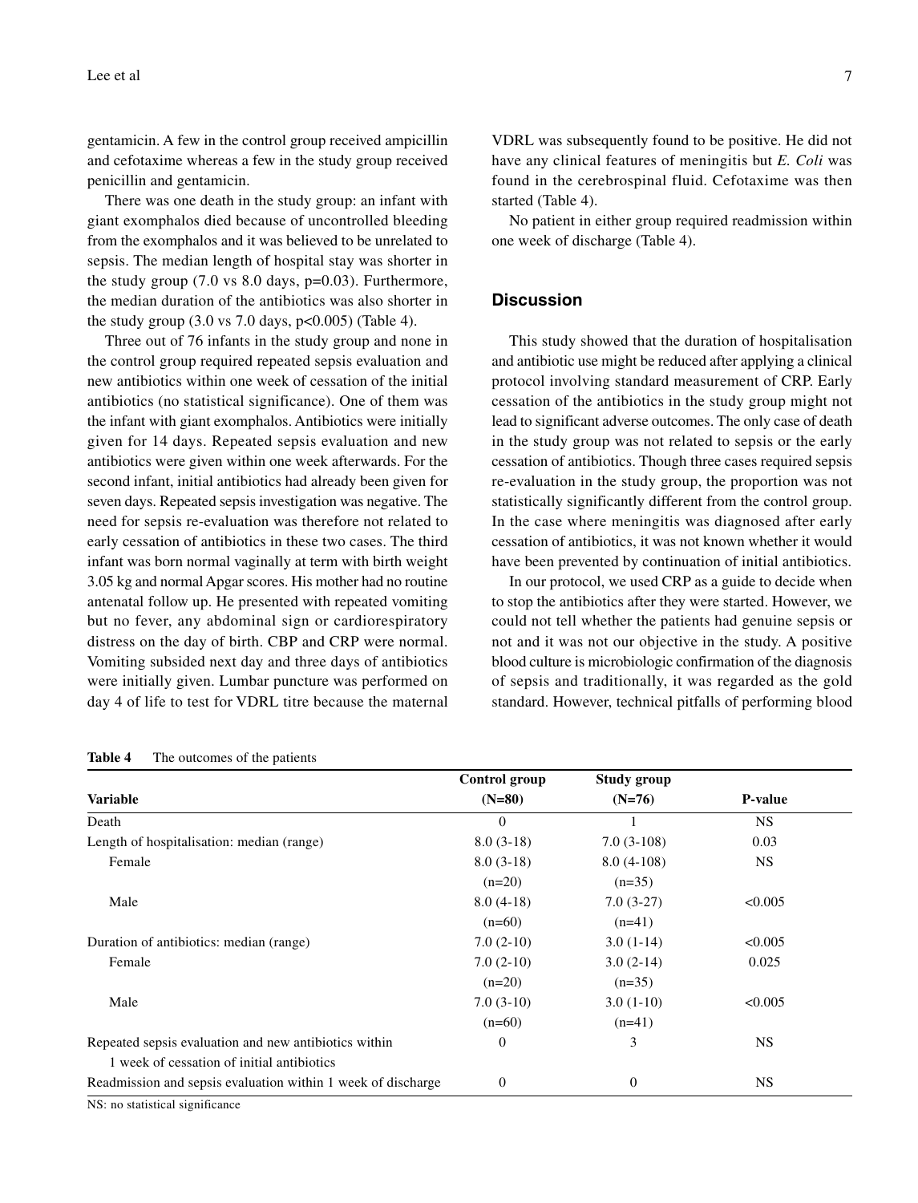gentamicin. A few in the control group received ampicillin and cefotaxime whereas a few in the study group received penicillin and gentamicin.

There was one death in the study group: an infant with giant exomphalos died because of uncontrolled bleeding from the exomphalos and it was believed to be unrelated to sepsis. The median length of hospital stay was shorter in the study group (7.0 vs 8.0 days, p=0.03). Furthermore, the median duration of the antibiotics was also shorter in the study group (3.0 vs 7.0 days, p<0.005) (Table 4).

Three out of 76 infants in the study group and none in the control group required repeated sepsis evaluation and new antibiotics within one week of cessation of the initial antibiotics (no statistical significance). One of them was the infant with giant exomphalos. Antibiotics were initially given for 14 days. Repeated sepsis evaluation and new antibiotics were given within one week afterwards. For the second infant, initial antibiotics had already been given for seven days. Repeated sepsis investigation was negative. The need for sepsis re-evaluation was therefore not related to early cessation of antibiotics in these two cases. The third infant was born normal vaginally at term with birth weight 3.05 kg and normal Apgar scores. His mother had no routine antenatal follow up. He presented with repeated vomiting but no fever, any abdominal sign or cardiorespiratory distress on the day of birth. CBP and CRP were normal. Vomiting subsided next day and three days of antibiotics were initially given. Lumbar puncture was performed on day 4 of life to test for VDRL titre because the maternal VDRL was subsequently found to be positive. He did not have any clinical features of meningitis but *E. Coli* was found in the cerebrospinal fluid. Cefotaxime was then started (Table 4).

No patient in either group required readmission within one week of discharge (Table 4).

## Discussion

This study showed that the duration of hospitalisation and antibiotic use might be reduced after applying a clinical protocol involving standard measurement of CRP. Early cessation of the antibiotics in the study group might not lead to significant adverse outcomes. The only case of death in the study group was not related to sepsis or the early cessation of antibiotics. Though three cases required sepsis re-evaluation in the study group, the proportion was not statistically significantly different from the control group. In the case where meningitis was diagnosed after early cessation of antibiotics, it was not known whether it would have been prevented by continuation of initial antibiotics.

In our protocol, we used CRP as a guide to decide when to stop the antibiotics after they were started. However, we could not tell whether the patients had genuine sepsis or not and it was not our objective in the study. A positive blood culture is microbiologic confirmation of the diagnosis of sepsis and traditionally, it was regarded as the gold standard. However, technical pitfalls of performing blood

**Table 4** The outcomes of the patients

| Variable | Control group (N=80) | Study group (N=76) | P-value |
|---|---|---|---|
| Death | 0 | 1 | NS |
| Length of hospitalisation: median (range) | 8.0 (3-18) | 7.0 (3-108) | 0.03 |
| Female | 8.0 (3-18) (n=20) | 8.0 (4-108) (n=35) | NS |
| Male | 8.0 (4-18) (n=60) | 7.0 (3-27) (n=41) | <0.005 |
| Duration of antibiotics: median (range) | 7.0 (2-10) | 3.0 (1-14) | <0.005 |
| Female | 7.0 (2-10) (n=20) | 3.0 (2-14) (n=35) | 0.025 |
| Male | 7.0 (3-10) (n=60) | 3.0 (1-10) (n=41) | <0.005 |
| Repeated sepsis evaluation and new antibiotics within 1 week of cessation of initial antibiotics | 0 | 3 | NS |
| Readmission and sepsis evaluation within 1 week of discharge | 0 | 0 | NS |

NS: no statistical significance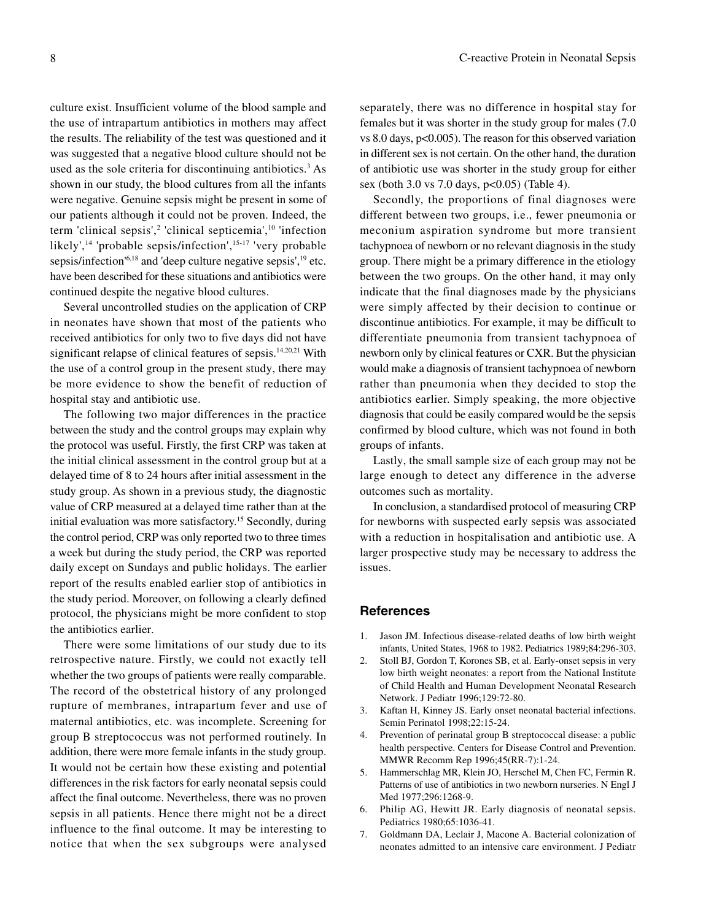culture exist. Insufficient volume of the blood sample and the use of intrapartum antibiotics in mothers may affect the results. The reliability of the test was questioned and it was suggested that a negative blood culture should not be used as the sole criteria for discontinuing antibiotics.[3] As shown in our study, the blood cultures from all the infants were negative. Genuine sepsis might be present in some of our patients although it could not be proven. Indeed, the term 'clinical sepsis',[2] 'clinical septicemia',[10] 'infection likely',[14] 'probable sepsis/infection',[15-17] 'very probable sepsis/infection'[6,18] and 'deep culture negative sepsis',[19] etc. have been described for these situations and antibiotics were continued despite the negative blood cultures.

Several uncontrolled studies on the application of CRP in neonates have shown that most of the patients who received antibiotics for only two to five days did not have significant relapse of clinical features of sepsis.[14,20,21] With the use of a control group in the present study, there may be more evidence to show the benefit of reduction of hospital stay and antibiotic use.

The following two major differences in the practice between the study and the control groups may explain why the protocol was useful. Firstly, the first CRP was taken at the initial clinical assessment in the control group but at a delayed time of 8 to 24 hours after initial assessment in the study group. As shown in a previous study, the diagnostic value of CRP measured at a delayed time rather than at the initial evaluation was more satisfactory.[15] Secondly, during the control period, CRP was only reported two to three times a week but during the study period, the CRP was reported daily except on Sundays and public holidays. The earlier report of the results enabled earlier stop of antibiotics in the study period. Moreover, on following a clearly defined protocol, the physicians might be more confident to stop the antibiotics earlier.

There were some limitations of our study due to its retrospective nature. Firstly, we could not exactly tell whether the two groups of patients were really comparable. The record of the obstetrical history of any prolonged rupture of membranes, intrapartum fever and use of maternal antibiotics, etc. was incomplete. Screening for group B streptococcus was not performed routinely. In addition, there were more female infants in the study group. It would not be certain how these existing and potential differences in the risk factors for early neonatal sepsis could affect the final outcome. Nevertheless, there was no proven sepsis in all patients. Hence there might not be a direct influence to the final outcome. It may be interesting to notice that when the sex subgroups were analysed separately, there was no difference in hospital stay for females but it was shorter in the study group for males (7.0 vs 8.0 days, $p<0.005$). The reason for this observed variation in different sex is not certain. On the other hand, the duration of antibiotic use was shorter in the study group for either sex (both 3.0 vs 7.0 days, $p<0.05$) (Table 4).

Secondly, the proportions of final diagnoses were different between two groups, i.e., fewer pneumonia or meconium aspiration syndrome but more transient tachypnoea of newborn or no relevant diagnosis in the study group. There might be a primary difference in the etiology between the two groups. On the other hand, it may only indicate that the final diagnoses made by the physicians were simply affected by their decision to continue or discontinue antibiotics. For example, it may be difficult to differentiate pneumonia from transient tachypnoea of newborn only by clinical features or CXR. But the physician would make a diagnosis of transient tachypnoea of newborn rather than pneumonia when they decided to stop the antibiotics earlier. Simply speaking, the more objective diagnosis that could be easily compared would be the sepsis confirmed by blood culture, which was not found in both groups of infants.

Lastly, the small sample size of each group may not be large enough to detect any difference in the adverse outcomes such as mortality.

In conclusion, a standardised protocol of measuring CRP for newborns with suspected early sepsis was associated with a reduction in hospitalisation and antibiotic use. A larger prospective study may be necessary to address the issues.

## References

1. Jason JM. Infectious disease-related deaths of low birth weight infants, United States, 1968 to 1982. Pediatrics 1989;84:296-303.
2. Stoll BJ, Gordon T, Korones SB, et al. Early-onset sepsis in very low birth weight neonates: a report from the National Institute of Child Health and Human Development Neonatal Research Network. J Pediatr 1996;129:72-80.
3. Kaftan H, Kinney JS. Early onset neonatal bacterial infections. Semin Perinatol 1998;22:15-24.
4. Prevention of perinatal group B streptococcal disease: a public health perspective. Centers for Disease Control and Prevention. MMWR Recomm Rep 1996;45(RR-7):1-24.
5. Hammerschlag MR, Klein JO, Herschel M, Chen FC, Fermin R. Patterns of use of antibiotics in two newborn nurseries. N Engl J Med 1977;296:1268-9.
6. Philip AG, Hewitt JR. Early diagnosis of neonatal sepsis. Pediatrics 1980;65:1036-41.
7. Goldmann DA, Leclair J, Macone A. Bacterial colonization of neonates admitted to an intensive care environment. J Pediatr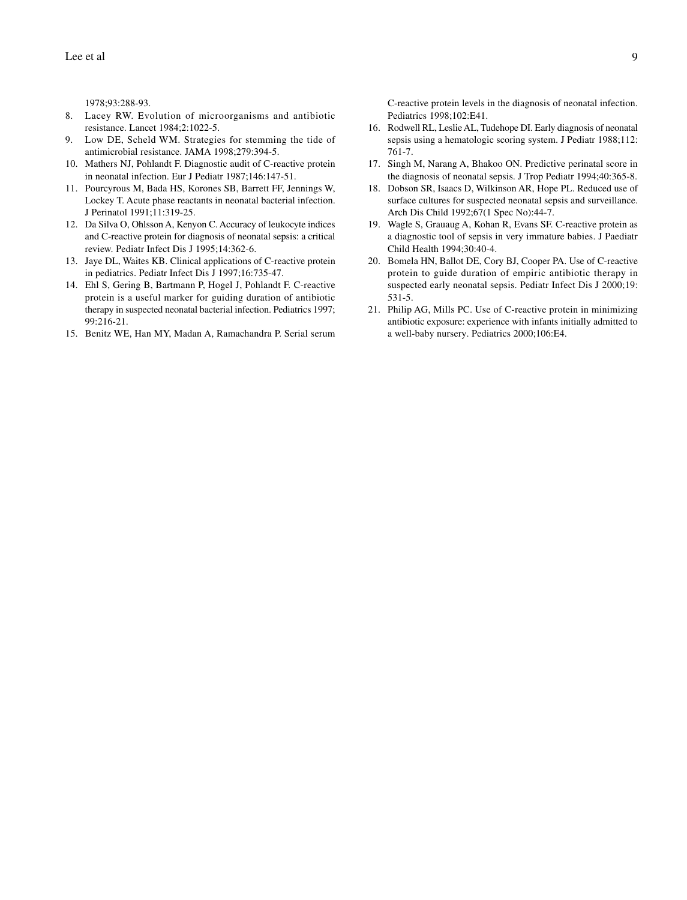1978;93:288-93.

8. Lacey RW. Evolution of microorganisms and antibiotic resistance. Lancet 1984;2:1022-5.
9. Low DE, Scheld WM. Strategies for stemming the tide of antimicrobial resistance. JAMA 1998;279:394-5.
10. Mathers NJ, Pohlandt F. Diagnostic audit of C-reactive protein in neonatal infection. Eur J Pediatr 1987;146:147-51.
11. Pourcyrous M, Bada HS, Korones SB, Barrett FF, Jennings W, Lockey T. Acute phase reactants in neonatal bacterial infection. J Perinatol 1991;11:319-25.
12. Da Silva O, Ohlsson A, Kenyon C. Accuracy of leukocyte indices and C-reactive protein for diagnosis of neonatal sepsis: a critical review. Pediatr Infect Dis J 1995;14:362-6.
13. Jaye DL, Waites KB. Clinical applications of C-reactive protein in pediatrics. Pediatr Infect Dis J 1997;16:735-47.
14. Ehl S, Gering B, Bartmann P, Hogel J, Pohlandt F. C-reactive protein is a useful marker for guiding duration of antibiotic therapy in suspected neonatal bacterial infection. Pediatrics 1997; 99:216-21.
15. Benitz WE, Han MY, Madan A, Ramachandra P. Serial serum C-reactive protein levels in the diagnosis of neonatal infection. Pediatrics 1998;102:E41.
16. Rodwell RL, Leslie AL, Tudehope DI. Early diagnosis of neonatal sepsis using a hematologic scoring system. J Pediatr 1988;112: 761-7.
17. Singh M, Narang A, Bhakoo ON. Predictive perinatal score in the diagnosis of neonatal sepsis. J Trop Pediatr 1994;40:365-8.
18. Dobson SR, Isaacs D, Wilkinson AR, Hope PL. Reduced use of surface cultures for suspected neonatal sepsis and surveillance. Arch Dis Child 1992;67(1 Spec No):44-7.
19. Wagle S, Grauaug A, Kohan R, Evans SF. C-reactive protein as a diagnostic tool of sepsis in very immature babies. J Paediatr Child Health 1994;30:40-4.
20. Bomela HN, Ballot DE, Cory BJ, Cooper PA. Use of C-reactive protein to guide duration of empiric antibiotic therapy in suspected early neonatal sepsis. Pediatr Infect Dis J 2000;19: 531-5.
21. Philip AG, Mills PC. Use of C-reactive protein in minimizing antibiotic exposure: experience with infants initially admitted to a well-baby nursery. Pediatrics 2000;106:E4.